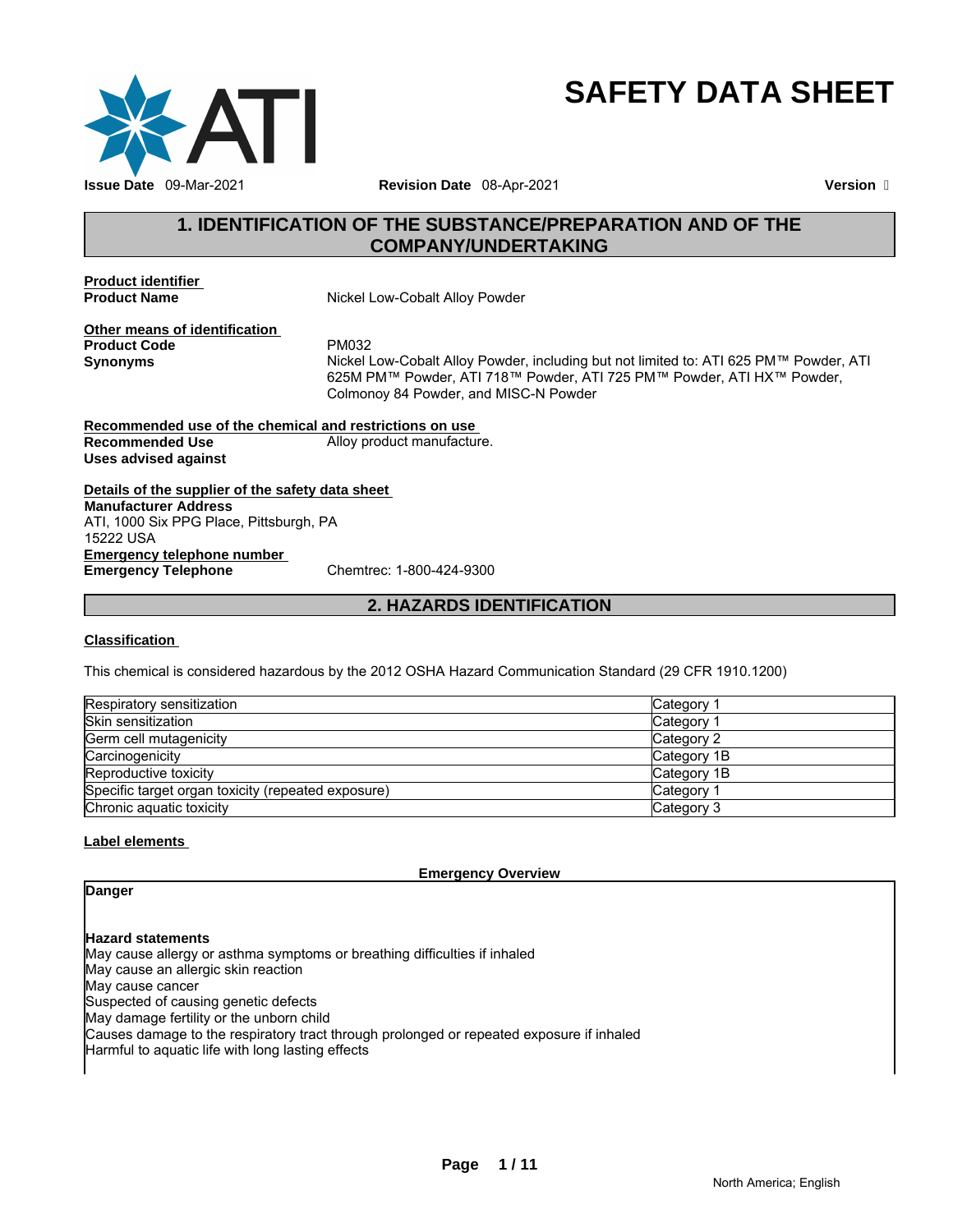# SAFETY DATA SHEET

**Issue Date** 09-Mar-2021 **Revision Date** 08-Apr-2021 **Version** 

## 1. IDENTIFICATION OF THE SUBSTANCE/PREPARATION AND OF THE COMPANY/UNDERTAKING

**Product identifier**

**Product Name** Nickel Low-Cobalt Alloy Powder

**Other means of identification**

**Product Code** PM032

**Synonyms** Nickel Low-Cobalt Alloy Powder, including but not limited to: ATI 625 PM™ Powder, ATI 625M PM™ Powder, ATI 718™ Powder, ATI 725 PM™ Powder, ATI HX™ Powder, Colmonoy 84 Powder, and MISC-N Powder

**Recommended use of the chemical and restrictions on use**

**Recommended Use** Alloy product manufacture.

**Uses advised against**

**Details of the supplier of the safety data sheet**

**Manufacturer Address**
ATI, 1000 Six PPG Place, Pittsburgh, PA
15222 USA

**Emergency telephone number**

**Emergency Telephone** Chemtrec: 1-800-424-9300

## 2. HAZARDS IDENTIFICATION

**Classification**

This chemical is considered hazardous by the 2012 OSHA Hazard Communication Standard (29 CFR 1910.1200)

| Hazard | Category |
|---|---|
| Respiratory sensitization | Category 1 |
| Skin sensitization | Category 1 |
| Germ cell mutagenicity | Category 2 |
| Carcinogenicity | Category 1B |
| Reproductive toxicity | Category 1B |
| Specific target organ toxicity (repeated exposure) | Category 1 |
| Chronic aquatic toxicity | Category 3 |

**Label elements**

**Emergency Overview**

**Danger**

**Hazard statements**
May cause allergy or asthma symptoms or breathing difficulties if inhaled
May cause an allergic skin reaction
May cause cancer
Suspected of causing genetic defects
May damage fertility or the unborn child
Causes damage to the respiratory tract through prolonged or repeated exposure if inhaled
Harmful to aquatic life with long lasting effects

North America; English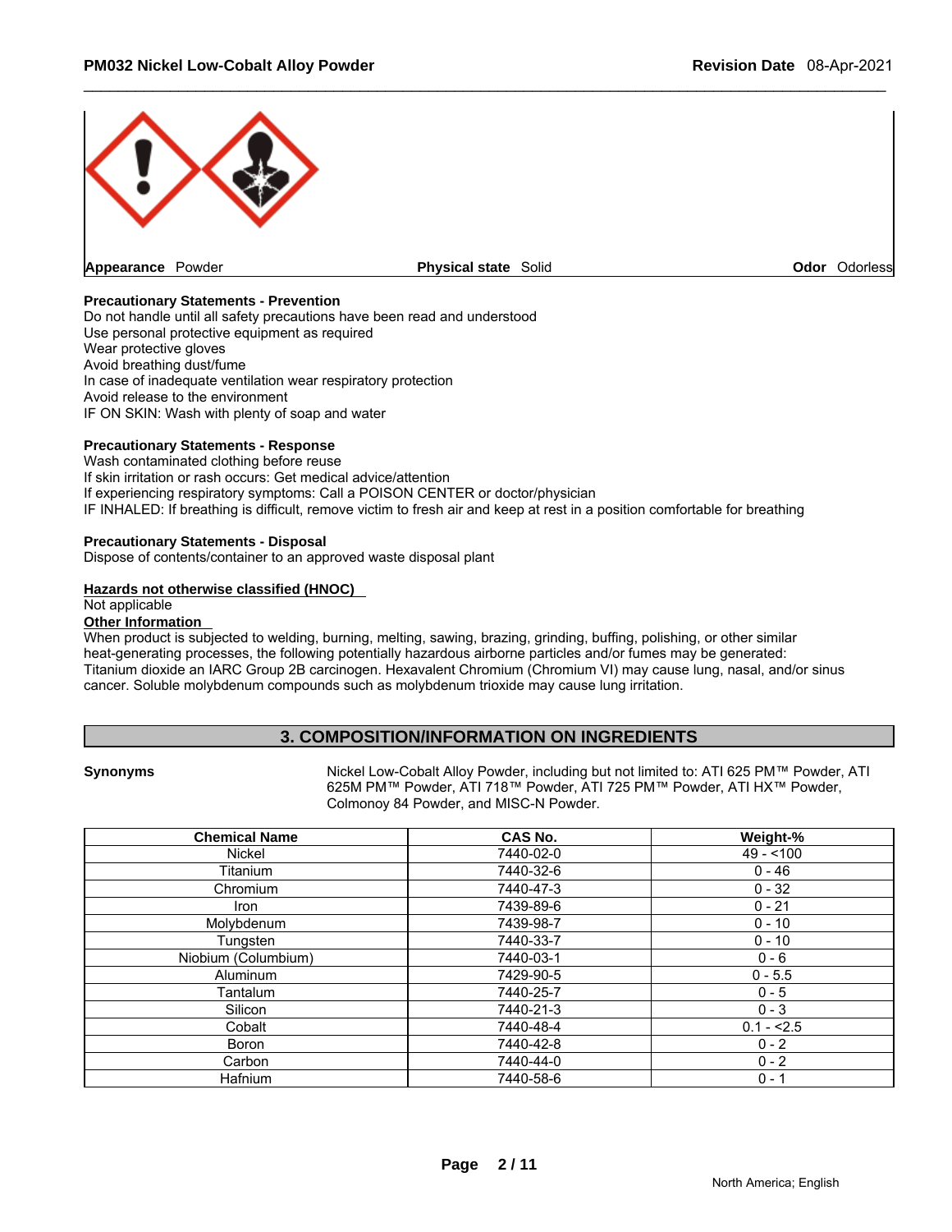| Appearance Powder | Physical state Solid | Odor Odorless |
|---|---|---|

**Precautionary Statements - Prevention**
Do not handle until all safety precautions have been read and understood
Use personal protective equipment as required
Wear protective gloves
Avoid breathing dust/fume
In case of inadequate ventilation wear respiratory protection
Avoid release to the environment
IF ON SKIN: Wash with plenty of soap and water

**Precautionary Statements - Response**
Wash contaminated clothing before reuse
If skin irritation or rash occurs: Get medical advice/attention
If experiencing respiratory symptoms: Call a POISON CENTER or doctor/physician
IF INHALED: If breathing is difficult, remove victim to fresh air and keep at rest in a position comfortable for breathing

**Precautionary Statements - Disposal**
Dispose of contents/container to an approved waste disposal plant

**Hazards not otherwise classified (HNOC)**
Not applicable

**Other Information**
When product is subjected to welding, burning, melting, sawing, brazing, grinding, buffing, polishing, or other similar heat-generating processes, the following potentially hazardous airborne particles and/or fumes may be generated: Titanium dioxide an IARC Group 2B carcinogen. Hexavalent Chromium (Chromium VI) may cause lung, nasal, and/or sinus cancer. Soluble molybdenum compounds such as molybdenum trioxide may cause lung irritation.

## 3. COMPOSITION/INFORMATION ON INGREDIENTS

**Synonyms** Nickel Low-Cobalt Alloy Powder, including but not limited to: ATI 625 PM™ Powder, ATI 625M PM™ Powder, ATI 718™ Powder, ATI 725 PM™ Powder, ATI HX™ Powder, Colmonoy 84 Powder, and MISC-N Powder.

| Chemical Name | CAS No. | Weight-% |
|---|---|---|
| Nickel | 7440-02-0 | 49 - <100 |
| Titanium | 7440-32-6 | 0 - 46 |
| Chromium | 7440-47-3 | 0 - 32 |
| Iron | 7439-89-6 | 0 - 21 |
| Molybdenum | 7439-98-7 | 0 - 10 |
| Tungsten | 7440-33-7 | 0 - 10 |
| Niobium (Columbium) | 7440-03-1 | 0 - 6 |
| Aluminum | 7429-90-5 | 0 - 5.5 |
| Tantalum | 7440-25-7 | 0 - 5 |
| Silicon | 7440-21-3 | 0 - 3 |
| Cobalt | 7440-48-4 | 0.1 - <2.5 |
| Boron | 7440-42-8 | 0 - 2 |
| Carbon | 7440-44-0 | 0 - 2 |
| Hafnium | 7440-58-6 | 0 - 1 |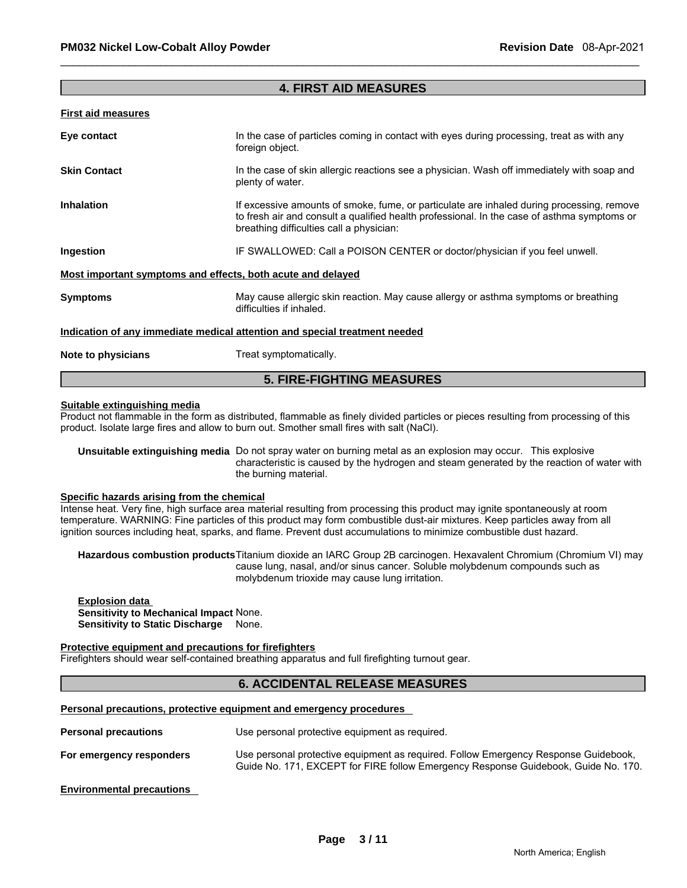## 4. FIRST AID MEASURES

**First aid measures**

**Eye contact**: In the case of particles coming in contact with eyes during processing, treat as with any foreign object.

**Skin Contact**: In the case of skin allergic reactions see a physician. Wash off immediately with soap and plenty of water.

**Inhalation**: If excessive amounts of smoke, fume, or particulate are inhaled during processing, remove to fresh air and consult a qualified health professional. In the case of asthma symptoms or breathing difficulties call a physician:

**Ingestion**: IF SWALLOWED: Call a POISON CENTER or doctor/physician if you feel unwell.

**Most important symptoms and effects, both acute and delayed**

**Symptoms**: May cause allergic skin reaction. May cause allergy or asthma symptoms or breathing difficulties if inhaled.

**Indication of any immediate medical attention and special treatment needed**

**Note to physicians**: Treat symptomatically.

## 5. FIRE-FIGHTING MEASURES

**Suitable extinguishing media**

Product not flammable in the form as distributed, flammable as finely divided particles or pieces resulting from processing of this product. Isolate large fires and allow to burn out. Smother small fires with salt (NaCl).

**Unsuitable extinguishing media**: Do not spray water on burning metal as an explosion may occur. This explosive characteristic is caused by the hydrogen and steam generated by the reaction of water with the burning material.

**Specific hazards arising from the chemical**

Intense heat. Very fine, high surface area material resulting from processing this product may ignite spontaneously at room temperature. WARNING: Fine particles of this product may form combustible dust-air mixtures. Keep particles away from all ignition sources including heat, sparks, and flame. Prevent dust accumulations to minimize combustible dust hazard.

**Hazardous combustion products**: Titanium dioxide an IARC Group 2B carcinogen. Hexavalent Chromium (Chromium VI) may cause lung, nasal, and/or sinus cancer. Soluble molybdenum compounds such as molybdenum trioxide may cause lung irritation.

**Explosion data**
**Sensitivity to Mechanical Impact** None.
**Sensitivity to Static Discharge** None.

**Protective equipment and precautions for firefighters**

Firefighters should wear self-contained breathing apparatus and full firefighting turnout gear.

## 6. ACCIDENTAL RELEASE MEASURES

**Personal precautions, protective equipment and emergency procedures**

**Personal precautions**: Use personal protective equipment as required.

**For emergency responders**: Use personal protective equipment as required. Follow Emergency Response Guidebook, Guide No. 171, EXCEPT for FIRE follow Emergency Response Guidebook, Guide No. 170.

**Environmental precautions**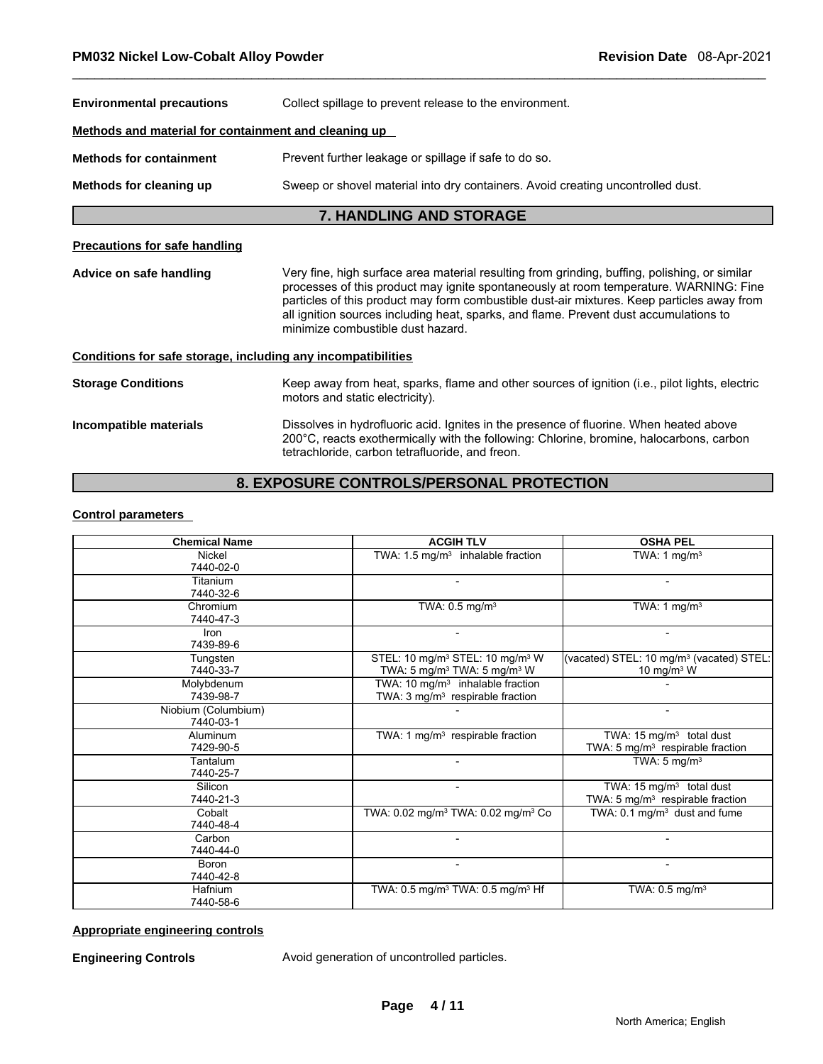**Environmental precautions** Collect spillage to prevent release to the environment.

**Methods and material for containment and cleaning up**

**Methods for containment** Prevent further leakage or spillage if safe to do so.

**Methods for cleaning up** Sweep or shovel material into dry containers. Avoid creating uncontrolled dust.

## 7. HANDLING AND STORAGE

**Precautions for safe handling**

**Advice on safe handling** Very fine, high surface area material resulting from grinding, buffing, polishing, or similar processes of this product may ignite spontaneously at room temperature. WARNING: Fine particles of this product may form combustible dust-air mixtures. Keep particles away from all ignition sources including heat, sparks, and flame. Prevent dust accumulations to minimize combustible dust hazard.

**Conditions for safe storage, including any incompatibilities**

**Storage Conditions** Keep away from heat, sparks, flame and other sources of ignition (i.e., pilot lights, electric motors and static electricity).

**Incompatible materials** Dissolves in hydrofluoric acid. Ignites in the presence of fluorine. When heated above 200°C, reacts exothermically with the following: Chlorine, bromine, halocarbons, carbon tetrachloride, carbon tetrafluoride, and freon.

## 8. EXPOSURE CONTROLS/PERSONAL PROTECTION

**Control parameters**

| Chemical Name | ACGIH TLV | OSHA PEL |
|---|---|---|
| Nickel 7440-02-0 | TWA: 1.5 mg/m³ inhalable fraction | TWA: 1 mg/m³ |
| Titanium 7440-32-6 | - | - |
| Chromium 7440-47-3 | TWA: 0.5 mg/m³ | TWA: 1 mg/m³ |
| Iron 7439-89-6 | - | - |
| Tungsten 7440-33-7 | STEL: 10 mg/m³ STEL: 10 mg/m³ W TWA: 5 mg/m³ TWA: 5 mg/m³ W | (vacated) STEL: 10 mg/m³ (vacated) STEL: 10 mg/m³ W |
| Molybdenum 7439-98-7 | TWA: 10 mg/m³ inhalable fraction TWA: 3 mg/m³ respirable fraction | - |
| Niobium (Columbium) 7440-03-1 | - | - |
| Aluminum 7429-90-5 | TWA: 1 mg/m³ respirable fraction | TWA: 15 mg/m³ total dust TWA: 5 mg/m³ respirable fraction |
| Tantalum 7440-25-7 | - | TWA: 5 mg/m³ |
| Silicon 7440-21-3 | - | TWA: 15 mg/m³ total dust TWA: 5 mg/m³ respirable fraction |
| Cobalt 7440-48-4 | TWA: 0.02 mg/m³ TWA: 0.02 mg/m³ Co | TWA: 0.1 mg/m³ dust and fume |
| Carbon 7440-44-0 | - | - |
| Boron 7440-42-8 | - | - |
| Hafnium 7440-58-6 | TWA: 0.5 mg/m³ TWA: 0.5 mg/m³ Hf | TWA: 0.5 mg/m³ |

**Appropriate engineering controls**

**Engineering Controls** Avoid generation of uncontrolled particles.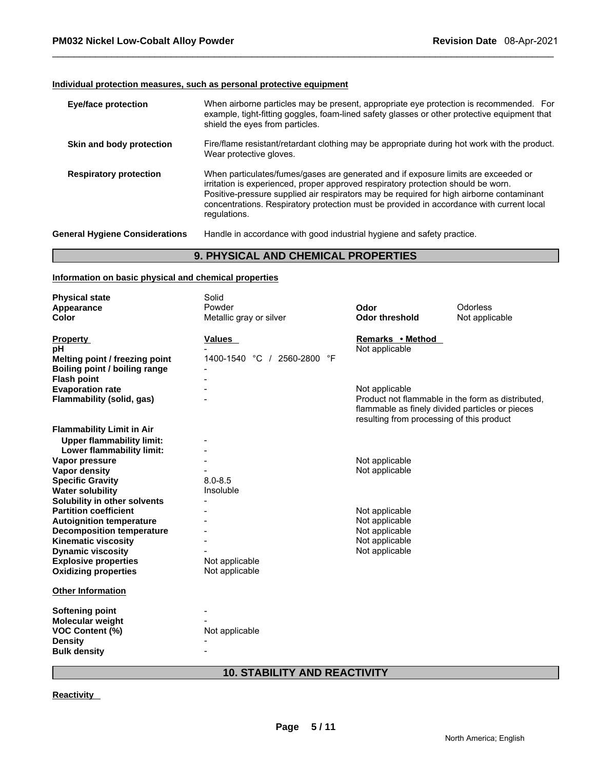### Individual protection measures, such as personal protective equipment

| | |
|---|---|
| **Eye/face protection** | When airborne particles may be present, appropriate eye protection is recommended. For example, tight-fitting goggles, foam-lined safety glasses or other protective equipment that shield the eyes from particles. |
| **Skin and body protection** | Fire/flame resistant/retardant clothing may be appropriate during hot work with the product. Wear protective gloves. |
| **Respiratory protection** | When particulates/fumes/gases are generated and if exposure limits are exceeded or irritation is experienced, proper approved respiratory protection should be worn. Positive-pressure supplied air respirators may be required for high airborne contaminant concentrations. Respiratory protection must be provided in accordance with current local regulations. |
| **General Hygiene Considerations** | Handle in accordance with good industrial hygiene and safety practice. |

## 9. PHYSICAL AND CHEMICAL PROPERTIES

### Information on basic physical and chemical properties

| | | | |
|---|---|---|---|
| **Physical state** | Solid | | |
| **Appearance** | Powder | **Odor** | Odorless |
| **Color** | Metallic gray or silver | **Odor threshold** | Not applicable |

| Property | Values | Remarks • Method |
|---|---|---|
| **pH** | - | Not applicable |
| **Melting point / freezing point** | 1400-1540 °C / 2560-2800 °F | |
| **Boiling point / boiling range** | - | |
| **Flash point** | - | |
| **Evaporation rate** | - | Not applicable |
| **Flammability (solid, gas)** | - | Product not flammable in the form as distributed, flammable as finely divided particles or pieces resulting from processing of this product |
| **Flammability Limit in Air** | | |
| **Upper flammability limit:** | - | |
| **Lower flammability limit:** | - | |
| **Vapor pressure** | - | Not applicable |
| **Vapor density** | - | Not applicable |
| **Specific Gravity** | 8.0-8.5 | |
| **Water solubility** | Insoluble | |
| **Solubility in other solvents** | - | |
| **Partition coefficient** | - | Not applicable |
| **Autoignition temperature** | - | Not applicable |
| **Decomposition temperature** | - | Not applicable |
| **Kinematic viscosity** | - | Not applicable |
| **Dynamic viscosity** | - | Not applicable |
| **Explosive properties** | Not applicable | |
| **Oxidizing properties** | Not applicable | |

**Other Information**

| | |
|---|---|
| **Softening point** | - |
| **Molecular weight** | - |
| **VOC Content (%)** | Not applicable |
| **Density** | - |
| **Bulk density** | - |

## 10. STABILITY AND REACTIVITY

**Reactivity**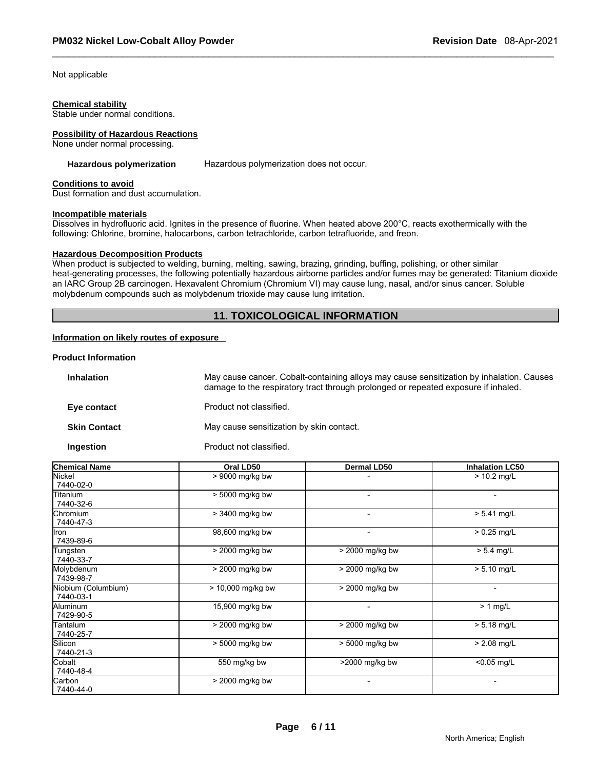Not applicable

**Chemical stability**
Stable under normal conditions.

**Possibility of Hazardous Reactions**
None under normal processing.

**Hazardous polymerization** Hazardous polymerization does not occur.

**Conditions to avoid**
Dust formation and dust accumulation.

**Incompatible materials**
Dissolves in hydrofluoric acid. Ignites in the presence of fluorine. When heated above 200°C, reacts exothermically with the following: Chlorine, bromine, halocarbons, carbon tetrachloride, carbon tetrafluoride, and freon.

**Hazardous Decomposition Products**
When product is subjected to welding, burning, melting, sawing, brazing, grinding, buffing, polishing, or other similar heat-generating processes, the following potentially hazardous airborne particles and/or fumes may be generated: Titanium dioxide an IARC Group 2B carcinogen. Hexavalent Chromium (Chromium VI) may cause lung, nasal, and/or sinus cancer. Soluble molybdenum compounds such as molybdenum trioxide may cause lung irritation.

## 11. TOXICOLOGICAL INFORMATION

**Information on likely routes of exposure**

**Product Information**

**Inhalation** May cause cancer. Cobalt-containing alloys may cause sensitization by inhalation. Causes damage to the respiratory tract through prolonged or repeated exposure if inhaled.

**Eye contact** Product not classified.

**Skin Contact** May cause sensitization by skin contact.

**Ingestion** Product not classified.

| Chemical Name | Oral LD50 | Dermal LD50 | Inhalation LC50 |
|---|---|---|---|
| Nickel 7440-02-0 | > 9000 mg/kg bw | - | > 10.2 mg/L |
| Titanium 7440-32-6 | > 5000 mg/kg bw | - | - |
| Chromium 7440-47-3 | > 3400 mg/kg bw | - | > 5.41 mg/L |
| Iron 7439-89-6 | 98,600 mg/kg bw | - | > 0.25 mg/L |
| Tungsten 7440-33-7 | > 2000 mg/kg bw | > 2000 mg/kg bw | > 5.4 mg/L |
| Molybdenum 7439-98-7 | > 2000 mg/kg bw | > 2000 mg/kg bw | > 5.10 mg/L |
| Niobium (Columbium) 7440-03-1 | > 10,000 mg/kg bw | > 2000 mg/kg bw | - |
| Aluminum 7429-90-5 | 15,900 mg/kg bw | - | > 1 mg/L |
| Tantalum 7440-25-7 | > 2000 mg/kg bw | > 2000 mg/kg bw | > 5.18 mg/L |
| Silicon 7440-21-3 | > 5000 mg/kg bw | > 5000 mg/kg bw | > 2.08 mg/L |
| Cobalt 7440-48-4 | 550 mg/kg bw | >2000 mg/kg bw | <0.05 mg/L |
| Carbon 7440-44-0 | > 2000 mg/kg bw | - | - |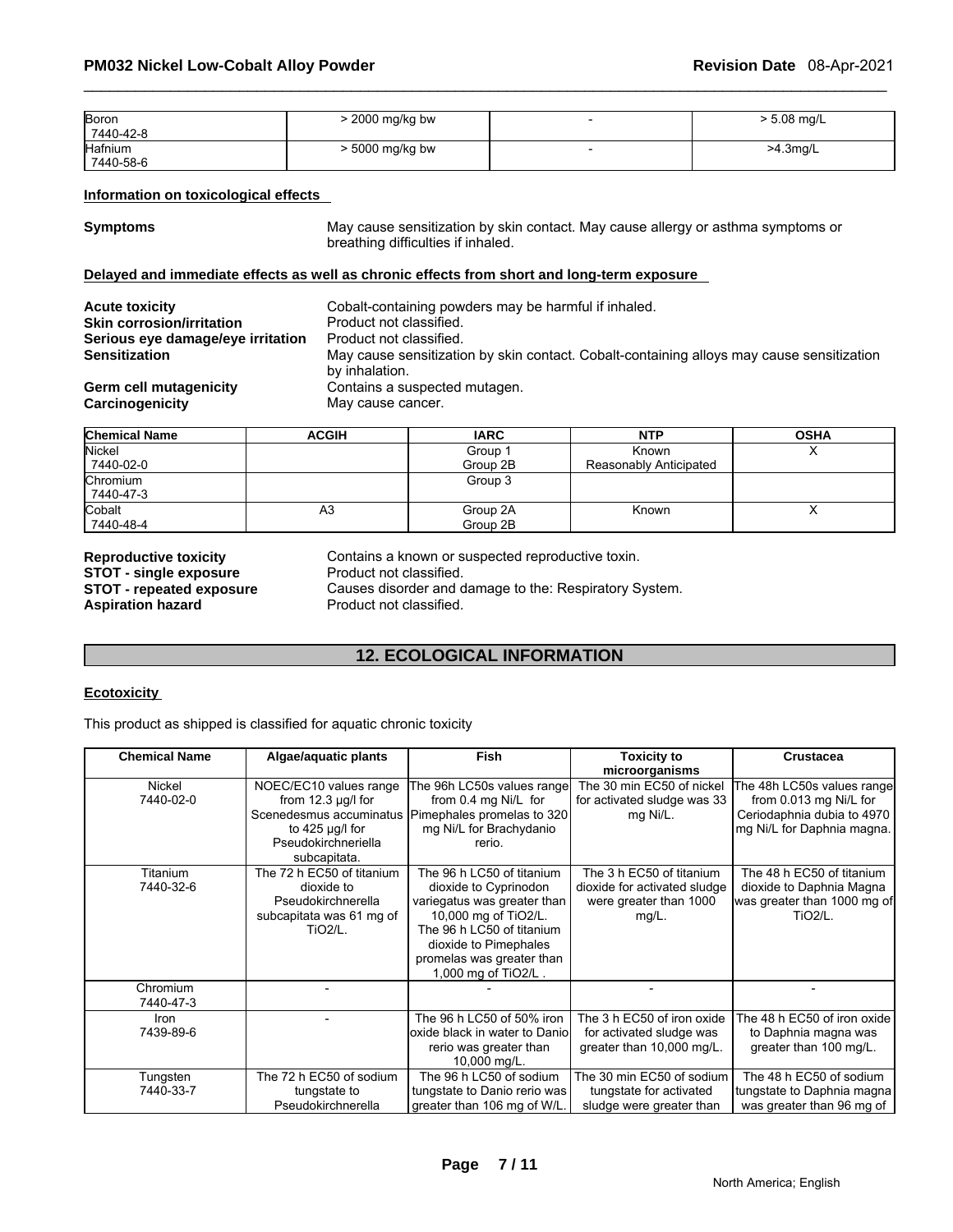| Boron<br>7440-42-8 | > 2000 mg/kg bw | - | > 5.08 mg/L |
|---|---|---|---|
| Hafnium<br>7440-58-6 | > 5000 mg/kg bw | - | >4.3mg/L |

**Information on toxicological effects**

**Symptoms** May cause sensitization by skin contact. May cause allergy or asthma symptoms or breathing difficulties if inhaled.

**Delayed and immediate effects as well as chronic effects from short and long-term exposure**

**Acute toxicity** Cobalt-containing powders may be harmful if inhaled.
**Skin corrosion/irritation** Product not classified.
**Serious eye damage/eye irritation** Product not classified.
**Sensitization** May cause sensitization by skin contact. Cobalt-containing alloys may cause sensitization by inhalation.
**Germ cell mutagenicity** Contains a suspected mutagen.
**Carcinogenicity** May cause cancer.

| Chemical Name | ACGIH | IARC | NTP | OSHA |
|---|---|---|---|---|
| Nickel<br>7440-02-0 | | Group 1<br>Group 2B | Known<br>Reasonably Anticipated | X |
| Chromium<br>7440-47-3 | | Group 3 | | |
| Cobalt<br>7440-48-4 | A3 | Group 2A<br>Group 2B | Known | X |

**Reproductive toxicity** Contains a known or suspected reproductive toxin.
**STOT - single exposure** Product not classified.
**STOT - repeated exposure** Causes disorder and damage to the: Respiratory System.
**Aspiration hazard** Product not classified.

## 12. ECOLOGICAL INFORMATION

**Ecotoxicity**

This product as shipped is classified for aquatic chronic toxicity

| Chemical Name | Algae/aquatic plants | Fish | Toxicity to microorganisms | Crustacea |
|---|---|---|---|---|
| Nickel<br>7440-02-0 | NOEC/EC10 values range from 12.3 µg/l for Scenedesmus accuminatus to 425 µg/l for Pseudokirchneriella subcapitata. | The 96h LC50s values range from 0.4 mg Ni/L for Pimephales promelas to 320 mg Ni/L for Brachydanio rerio. | The 30 min EC50 of nickel for activated sludge was 33 mg Ni/L. | The 48h LC50s values range from 0.013 mg Ni/L for Ceriodaphnia dubia to 4970 mg Ni/L for Daphnia magna. |
| Titanium<br>7440-32-6 | The 72 h EC50 of titanium dioxide to Pseudokirchnerella subcapitata was 61 mg of $TiO_2$/L. | The 96 h LC50 of titanium dioxide to Cyprinodon variegatus was greater than 10,000 mg of $TiO_2$/L. The 96 h LC50 of titanium dioxide to Pimephales promelas was greater than 1,000 mg of $TiO_2$/L . | The 3 h EC50 of titanium dioxide for activated sludge were greater than 1000 mg/L. | The 48 h EC50 of titanium dioxide to Daphnia Magna was greater than 1000 mg of $TiO_2$/L. |
| Chromium<br>7440-47-3 | - | - | - | - |
| Iron<br>7439-89-6 | - | The 96 h LC50 of 50% iron oxide black in water to Danio rerio was greater than 10,000 mg/L. | The 3 h EC50 of iron oxide for activated sludge was greater than 10,000 mg/L. | The 48 h EC50 of iron oxide to Daphnia magna was greater than 100 mg/L. |
| Tungsten<br>7440-33-7 | The 72 h EC50 of sodium tungstate to Pseudokirchnerella | The 96 h LC50 of sodium tungstate to Danio rerio was greater than 106 mg of W/L. | The 30 min EC50 of sodium tungstate for activated sludge were greater than | The 48 h EC50 of sodium tungstate to Daphnia magna was greater than 96 mg of |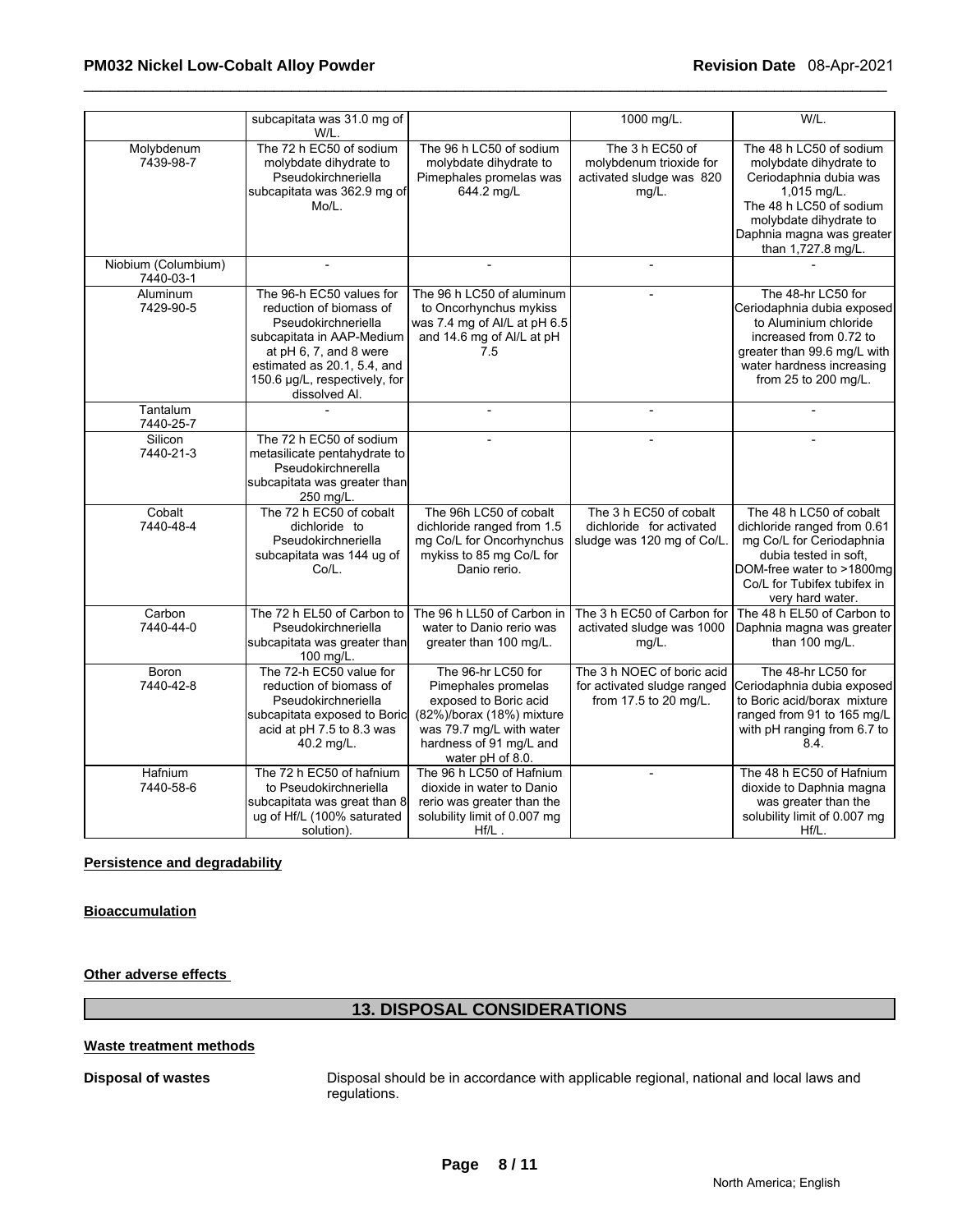|  | subcapitata was 31.0 mg of W/L. |  | 1000 mg/L. | W/L. |
| --- | --- | --- | --- | --- |
| Molybdenum 7439-98-7 | The 72 h EC50 of sodium molybdate dihydrate to Pseudokirchneriella subcapitata was 362.9 mg of Mo/L. | The 96 h LC50 of sodium molybdate dihydrate to Pimephales promelas was 644.2 mg/L | The 3 h EC50 of molybdenum trioxide for activated sludge was 820 mg/L. | The 48 h LC50 of sodium molybdate dihydrate to Ceriodaphnia dubia was 1,015 mg/L. The 48 h LC50 of sodium molybdate dihydrate to Daphnia magna was greater than 1,727.8 mg/L. |
| Niobium (Columbium) 7440-03-1 | - | - | - | - |
| Aluminum 7429-90-5 | The 96-h EC50 values for reduction of biomass of Pseudokirchneriella subcapitata in AAP-Medium at pH 6, 7, and 8 were estimated as 20.1, 5.4, and 150.6 µg/L, respectively, for dissolved Al. | The 96 h LC50 of aluminum to Oncorhynchus mykiss was 7.4 mg of Al/L at pH 6.5 and 14.6 mg of Al/L at pH 7.5 | - | The 48-hr LC50 for Ceriodaphnia dubia exposed to Aluminium chloride increased from 0.72 to greater than 99.6 mg/L with water hardness increasing from 25 to 200 mg/L. |
| Tantalum 7440-25-7 | - | - | - | - |
| Silicon 7440-21-3 | The 72 h EC50 of sodium metasilicate pentahydrate to Pseudokirchnerella subcapitata was greater than 250 mg/L. | - | - | - |
| Cobalt 7440-48-4 | The 72 h EC50 of cobalt dichloride to Pseudokirchneriella subcapitata was 144 ug of Co/L. | The 96h LC50 of cobalt dichloride ranged from 1.5 mg Co/L for Oncorhynchus mykiss to 85 mg Co/L for Danio rerio. | The 3 h EC50 of cobalt dichloride for activated sludge was 120 mg of Co/L. | The 48 h LC50 of cobalt dichloride ranged from 0.61 mg Co/L for Ceriodaphnia dubia tested in soft, DOM-free water to >1800mg Co/L for Tubifex tubifex in very hard water. |
| Carbon 7440-44-0 | The 72 h EL50 of Carbon to Pseudokirchneriella subcapitata was greater than 100 mg/L. | The 96 h LL50 of Carbon in water to Danio rerio was greater than 100 mg/L. | The 3 h EC50 of Carbon for activated sludge was 1000 mg/L. | The 48 h EL50 of Carbon to Daphnia magna was greater than 100 mg/L. |
| Boron 7440-42-8 | The 72-h EC50 value for reduction of biomass of Pseudokirchneriella subcapitata exposed to Boric acid at pH 7.5 to 8.3 was 40.2 mg/L. | The 96-hr LC50 for Pimephales promelas exposed to Boric acid (82%)/borax (18%) mixture was 79.7 mg/L with water hardness of 91 mg/L and water pH of 8.0. | The 3 h NOEC of boric acid for activated sludge ranged from 17.5 to 20 mg/L. | The 48-hr LC50 for Ceriodaphnia dubia exposed to Boric acid/borax mixture ranged from 91 to 165 mg/L with pH ranging from 6.7 to 8.4. |
| Hafnium 7440-58-6 | The 72 h EC50 of hafnium to Pseudokirchneriella subcapitata was great than 8 ug of Hf/L (100% saturated solution). | The 96 h LC50 of Hafnium dioxide in water to Danio rerio was greater than the solubility limit of 0.007 mg Hf/L . | - | The 48 h EC50 of Hafnium dioxide to Daphnia magna was greater than the solubility limit of 0.007 mg Hf/L. |

**Persistence and degradability**

**Bioaccumulation**

**Other adverse effects**

## 13. DISPOSAL CONSIDERATIONS

**Waste treatment methods**

**Disposal of wastes** Disposal should be in accordance with applicable regional, national and local laws and regulations.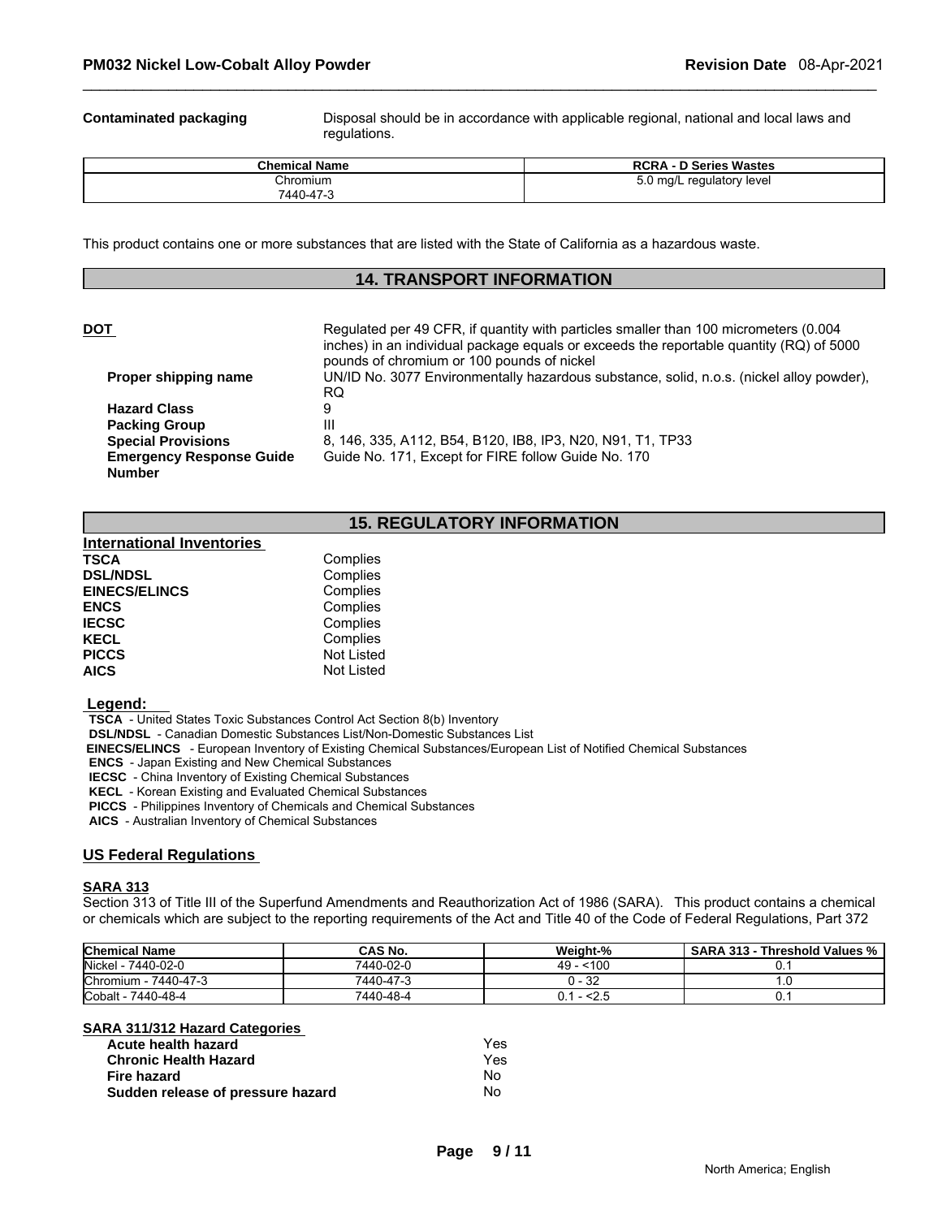**Contaminated packaging** Disposal should be in accordance with applicable regional, national and local laws and regulations.

| Chemical Name | RCRA - D Series Wastes |
|---|---|
| Chromium 7440-47-3 | 5.0 mg/L regulatory level |

This product contains one or more substances that are listed with the State of California as a hazardous waste.

## 14. TRANSPORT INFORMATION

**DOT** Regulated per 49 CFR, if quantity with particles smaller than 100 micrometers (0.004 inches) in an individual package equals or exceeds the reportable quantity (RQ) of 5000 pounds of chromium or 100 pounds of nickel

| | |
|---|---|
| **Proper shipping name** | UN/ID No. 3077 Environmentally hazardous substance, solid, n.o.s. (nickel alloy powder), RQ |
| **Hazard Class** | 9 |
| **Packing Group** | III |
| **Special Provisions** | 8, 146, 335, A112, B54, B120, IB8, IP3, N20, N91, T1, TP33 |
| **Emergency Response Guide Number** | Guide No. 171, Except for FIRE follow Guide No. 170 |

## 15. REGULATORY INFORMATION

**International Inventories**

| | |
|---|---|
| **TSCA** | Complies |
| **DSL/NDSL** | Complies |
| **EINECS/ELINCS** | Complies |
| **ENCS** | Complies |
| **IECSC** | Complies |
| **KECL** | Complies |
| **PICCS** | Not Listed |
| **AICS** | Not Listed |

**Legend:**

**TSCA** - United States Toxic Substances Control Act Section 8(b) Inventory
**DSL/NDSL** - Canadian Domestic Substances List/Non-Domestic Substances List
**EINECS/ELINCS** - European Inventory of Existing Chemical Substances/European List of Notified Chemical Substances
**ENCS** - Japan Existing and New Chemical Substances
**IECSC** - China Inventory of Existing Chemical Substances
**KECL** - Korean Existing and Evaluated Chemical Substances
**PICCS** - Philippines Inventory of Chemicals and Chemical Substances
**AICS** - Australian Inventory of Chemical Substances

### US Federal Regulations

**SARA 313**

Section 313 of Title III of the Superfund Amendments and Reauthorization Act of 1986 (SARA). This product contains a chemical or chemicals which are subject to the reporting requirements of the Act and Title 40 of the Code of Federal Regulations, Part 372

| Chemical Name | CAS No. | Weight-% | SARA 313 - Threshold Values % |
|---|---|---|---|
| Nickel - 7440-02-0 | 7440-02-0 | 49 - <100 | 0.1 |
| Chromium - 7440-47-3 | 7440-47-3 | 0 - 32 | 1.0 |
| Cobalt - 7440-48-4 | 7440-48-4 | 0.1 - <2.5 | 0.1 |

**SARA 311/312 Hazard Categories**

| | |
|---|---|
| **Acute health hazard** | Yes |
| **Chronic Health Hazard** | Yes |
| **Fire hazard** | No |
| **Sudden release of pressure hazard** | No |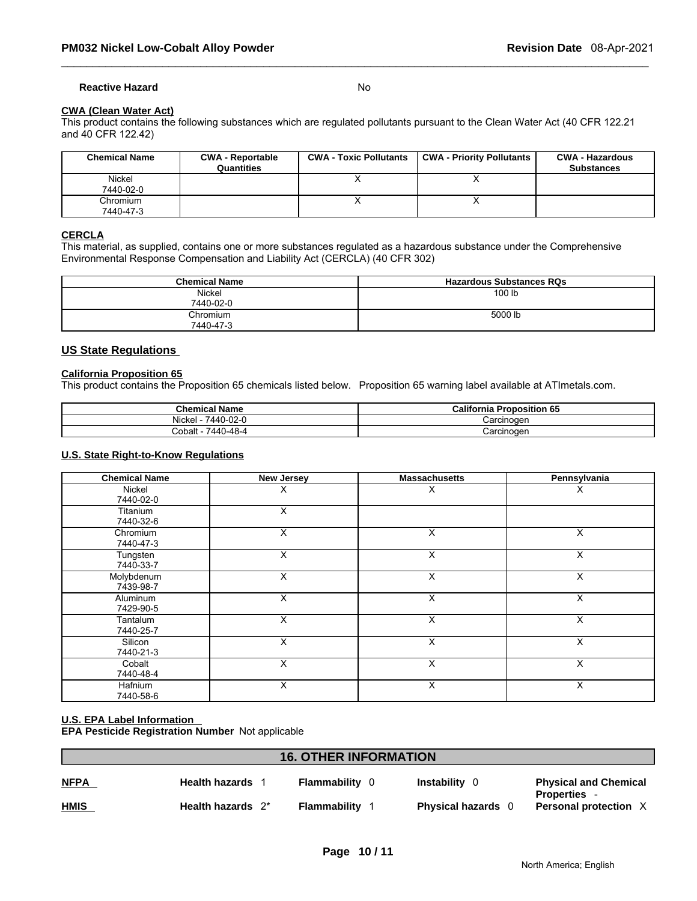**Reactive Hazard** No

**CWA (Clean Water Act)**
This product contains the following substances which are regulated pollutants pursuant to the Clean Water Act (40 CFR 122.21 and 40 CFR 122.42)

| Chemical Name | CWA - Reportable Quantities | CWA - Toxic Pollutants | CWA - Priority Pollutants | CWA - Hazardous Substances |
|---|---|---|---|---|
| Nickel 7440-02-0 | | X | X | |
| Chromium 7440-47-3 | | X | X | |

**CERCLA**
This material, as supplied, contains one or more substances regulated as a hazardous substance under the Comprehensive Environmental Response Compensation and Liability Act (CERCLA) (40 CFR 302)

| Chemical Name | Hazardous Substances RQs |
|---|---|
| Nickel 7440-02-0 | 100 lb |
| Chromium 7440-47-3 | 5000 lb |

## US State Regulations

**California Proposition 65**
This product contains the Proposition 65 chemicals listed below. Proposition 65 warning label available at ATImetals.com.

| Chemical Name | California Proposition 65 |
|---|---|
| Nickel - 7440-02-0 | Carcinogen |
| Cobalt - 7440-48-4 | Carcinogen |

**U.S. State Right-to-Know Regulations**

| Chemical Name | New Jersey | Massachusetts | Pennsylvania |
|---|---|---|---|
| Nickel 7440-02-0 | X | X | X |
| Titanium 7440-32-6 | X | | |
| Chromium 7440-47-3 | X | X | X |
| Tungsten 7440-33-7 | X | X | X |
| Molybdenum 7439-98-7 | X | X | X |
| Aluminum 7429-90-5 | X | X | X |
| Tantalum 7440-25-7 | X | X | X |
| Silicon 7440-21-3 | X | X | X |
| Cobalt 7440-48-4 | X | X | X |
| Hafnium 7440-58-6 | X | X | X |

**U.S. EPA Label Information**
**EPA Pesticide Registration Number** Not applicable

## 16. OTHER INFORMATION

| | | | | |
|---|---|---|---|---|
| **NFPA** | **Health hazards** 1 | **Flammability** 0 | **Instability** 0 | **Physical and Chemical Properties** - |
| **HMIS** | **Health hazards** 2* | **Flammability** 1 | **Physical hazards** 0 | **Personal protection** X |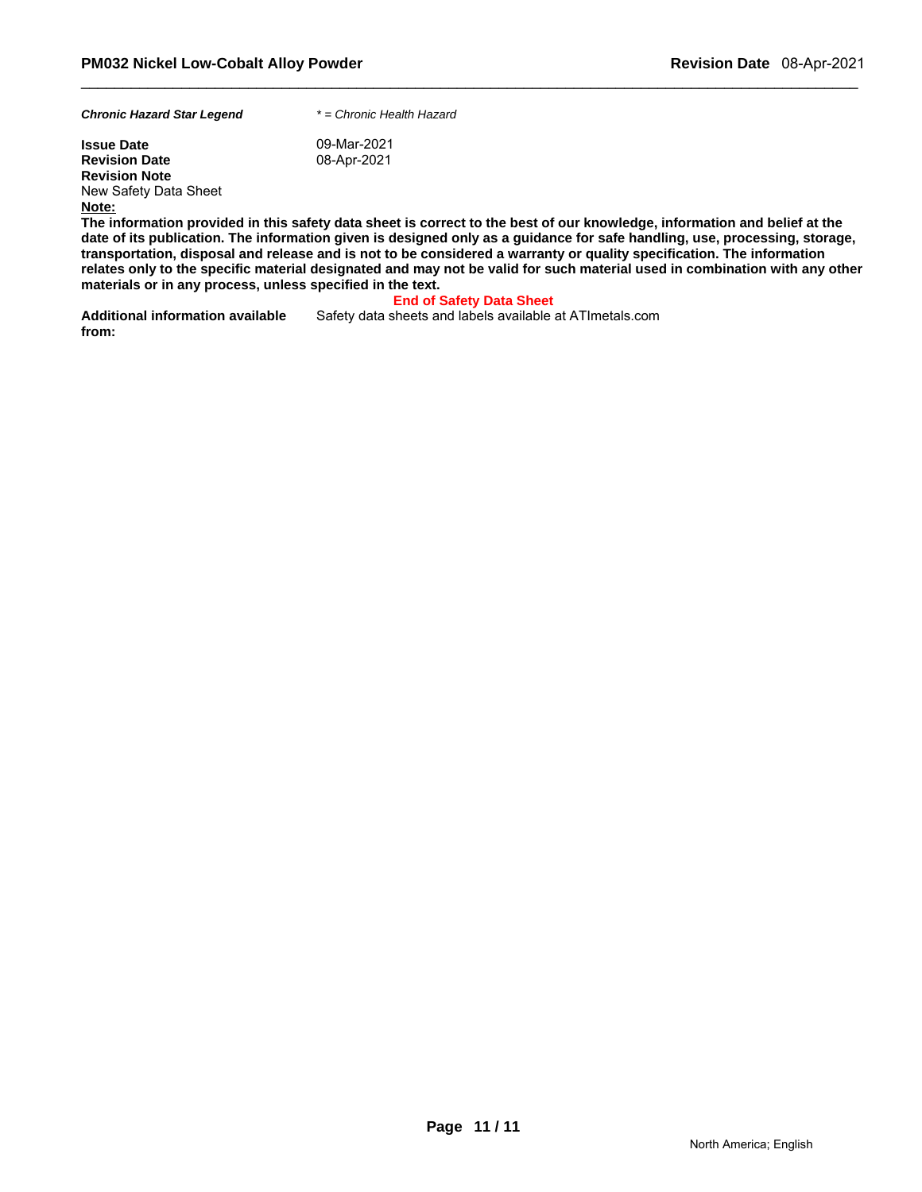***Chronic Hazard Star Legend*** *\* = Chronic Health Hazard*

**Issue Date** 09-Mar-2021
**Revision Date** 08-Apr-2021
**Revision Note**
New Safety Data Sheet

**Note:**

**The information provided in this safety data sheet is correct to the best of our knowledge, information and belief at the date of its publication. The information given is designed only as a guidance for safe handling, use, processing, storage, transportation, disposal and release and is not to be considered a warranty or quality specification. The information relates only to the specific material designated and may not be valid for such material used in combination with any other materials or in any process, unless specified in the text.**

**End of Safety Data Sheet**

**Additional information available from:** Safety data sheets and labels available at ATImetals.com

North America; English